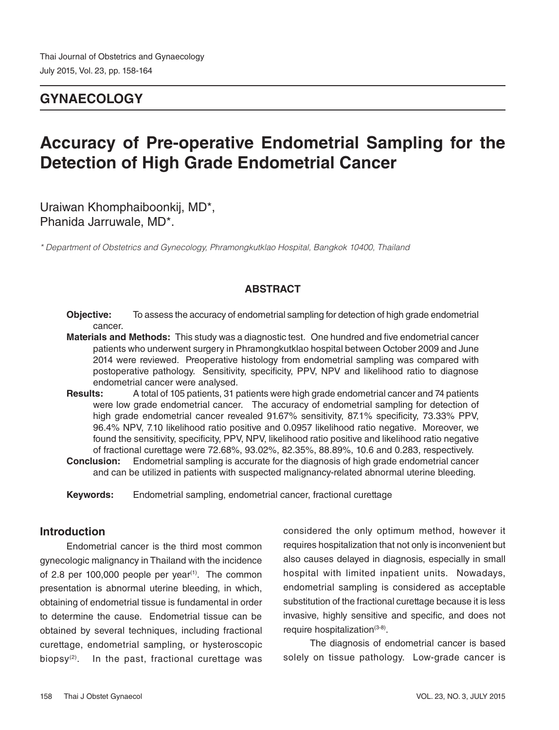## GYNAECOLOGY

# Accuracy of Pre-operative Endometrial Sampling for the Detection of High Grade Endometrial Cancer

Uraiwan Khomphaiboonkij, MD*,
Phanida Jarruwale, MD*.

*\* Department of Obstetrics and Gynecology, Phramongkutklao Hospital, Bangkok 10400, Thailand*

### ABSTRACT

**Objective:** To assess the accuracy of endometrial sampling for detection of high grade endometrial cancer.

**Materials and Methods:** This study was a diagnostic test. One hundred and five endometrial cancer patients who underwent surgery in Phramongkutklao hospital between October 2009 and June 2014 were reviewed. Preoperative histology from endometrial sampling was compared with postoperative pathology. Sensitivity, specificity, PPV, NPV and likelihood ratio to diagnose endometrial cancer were analysed.

**Results:** A total of 105 patients, 31 patients were high grade endometrial cancer and 74 patients were low grade endometrial cancer. The accuracy of endometrial sampling for detection of high grade endometrial cancer revealed 91.67% sensitivity, 87.1% specificity, 73.33% PPV, 96.4% NPV, 7.10 likelihood ratio positive and 0.0957 likelihood ratio negative. Moreover, we found the sensitivity, specificity, PPV, NPV, likelihood ratio positive and likelihood ratio negative of fractional curettage were 72.68%, 93.02%, 82.35%, 88.89%, 10.6 and 0.283, respectively.

**Conclusion:** Endometrial sampling is accurate for the diagnosis of high grade endometrial cancer and can be utilized in patients with suspected malignancy-related abnormal uterine bleeding.

**Keywords:** Endometrial sampling, endometrial cancer, fractional curettage

## Introduction

Endometrial cancer is the third most common gynecologic malignancy in Thailand with the incidence of 2.8 per 100,000 people per year[1]. The common presentation is abnormal uterine bleeding, in which, obtaining of endometrial tissue is fundamental in order to determine the cause. Endometrial tissue can be obtained by several techniques, including fractional curettage, endometrial sampling, or hysteroscopic biopsy[2]. In the past, fractional curettage was considered the only optimum method, however it requires hospitalization that not only is inconvenient but also causes delayed in diagnosis, especially in small hospital with limited inpatient units. Nowadays, endometrial sampling is considered as acceptable substitution of the fractional curettage because it is less invasive, highly sensitive and specific, and does not require hospitalization[3-8].

The diagnosis of endometrial cancer is based solely on tissue pathology. Low-grade cancer is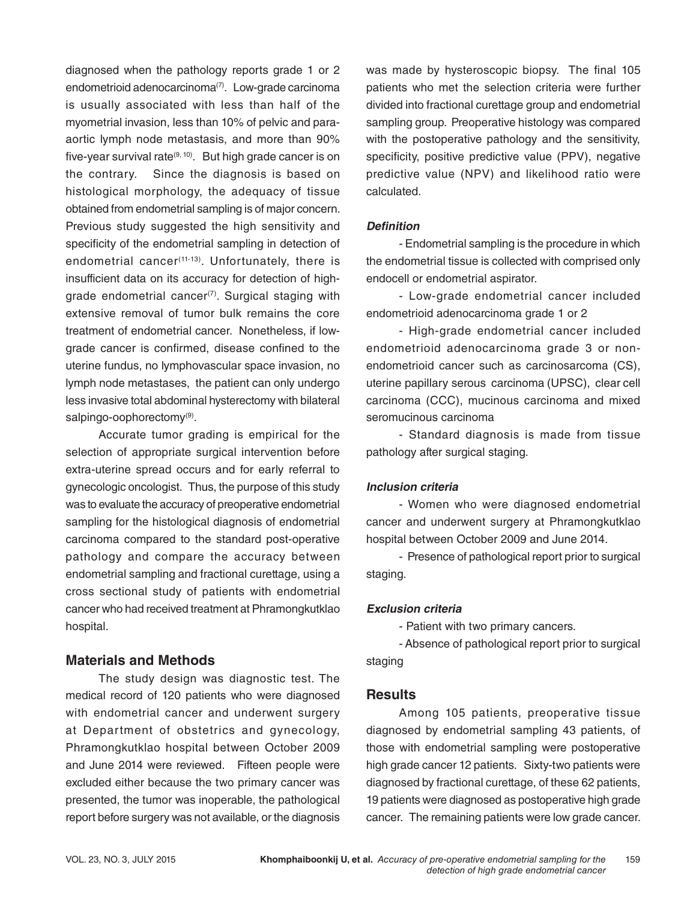diagnosed when the pathology reports grade 1 or 2 endometrioid adenocarcinoma[7]. Low-grade carcinoma is usually associated with less than half of the myometrial invasion, less than 10% of pelvic and para-aortic lymph node metastasis, and more than 90% five-year survival rate[9, 10]. But high grade cancer is on the contrary. Since the diagnosis is based on histological morphology, the adequacy of tissue obtained from endometrial sampling is of major concern. Previous study suggested the high sensitivity and specificity of the endometrial sampling in detection of endometrial cancer[11-13]. Unfortunately, there is insufficient data on its accuracy for detection of high-grade endometrial cancer[7]. Surgical staging with extensive removal of tumor bulk remains the core treatment of endometrial cancer. Nonetheless, if low-grade cancer is confirmed, disease confined to the uterine fundus, no lymphovascular space invasion, no lymph node metastases, the patient can only undergo less invasive total abdominal hysterectomy with bilateral salpingo-oophorectomy[9].

Accurate tumor grading is empirical for the selection of appropriate surgical intervention before extra-uterine spread occurs and for early referral to gynecologic oncologist. Thus, the purpose of this study was to evaluate the accuracy of preoperative endometrial sampling for the histological diagnosis of endometrial carcinoma compared to the standard post-operative pathology and compare the accuracy between endometrial sampling and fractional curettage, using a cross sectional study of patients with endometrial cancer who had received treatment at Phramongkutklao hospital.

## Materials and Methods

The study design was diagnostic test. The medical record of 120 patients who were diagnosed with endometrial cancer and underwent surgery at Department of obstetrics and gynecology, Phramongkutklao hospital between October 2009 and June 2014 were reviewed. Fifteen people were excluded either because the two primary cancer was presented, the tumor was inoperable, the pathological report before surgery was not available, or the diagnosis was made by hysteroscopic biopsy. The final 105 patients who met the selection criteria were further divided into fractional curettage group and endometrial sampling group. Preoperative histology was compared with the postoperative pathology and the sensitivity, specificity, positive predictive value (PPV), negative predictive value (NPV) and likelihood ratio were calculated.

### *Definition*

- Endometrial sampling is the procedure in which the endometrial tissue is collected with comprised only endocell or endometrial aspirator.

- Low-grade endometrial cancer included endometrioid adenocarcinoma grade 1 or 2

- High-grade endometrial cancer included endometrioid adenocarcinoma grade 3 or non-endometrioid cancer such as carcinosarcoma (CS), uterine papillary serous carcinoma (UPSC), clear cell carcinoma (CCC), mucinous carcinoma and mixed seromucinous carcinoma

- Standard diagnosis is made from tissue pathology after surgical staging.

### *Inclusion criteria*

- Women who were diagnosed endometrial cancer and underwent surgery at Phramongkutklao hospital between October 2009 and June 2014.

- Presence of pathological report prior to surgical staging.

### *Exclusion criteria*

- Patient with two primary cancers.

- Absence of pathological report prior to surgical staging

## Results

Among 105 patients, preoperative tissue diagnosed by endometrial sampling 43 patients, of those with endometrial sampling were postoperative high grade cancer 12 patients. Sixty-two patients were diagnosed by fractional curettage, of these 62 patients, 19 patients were diagnosed as postoperative high grade cancer. The remaining patients were low grade cancer.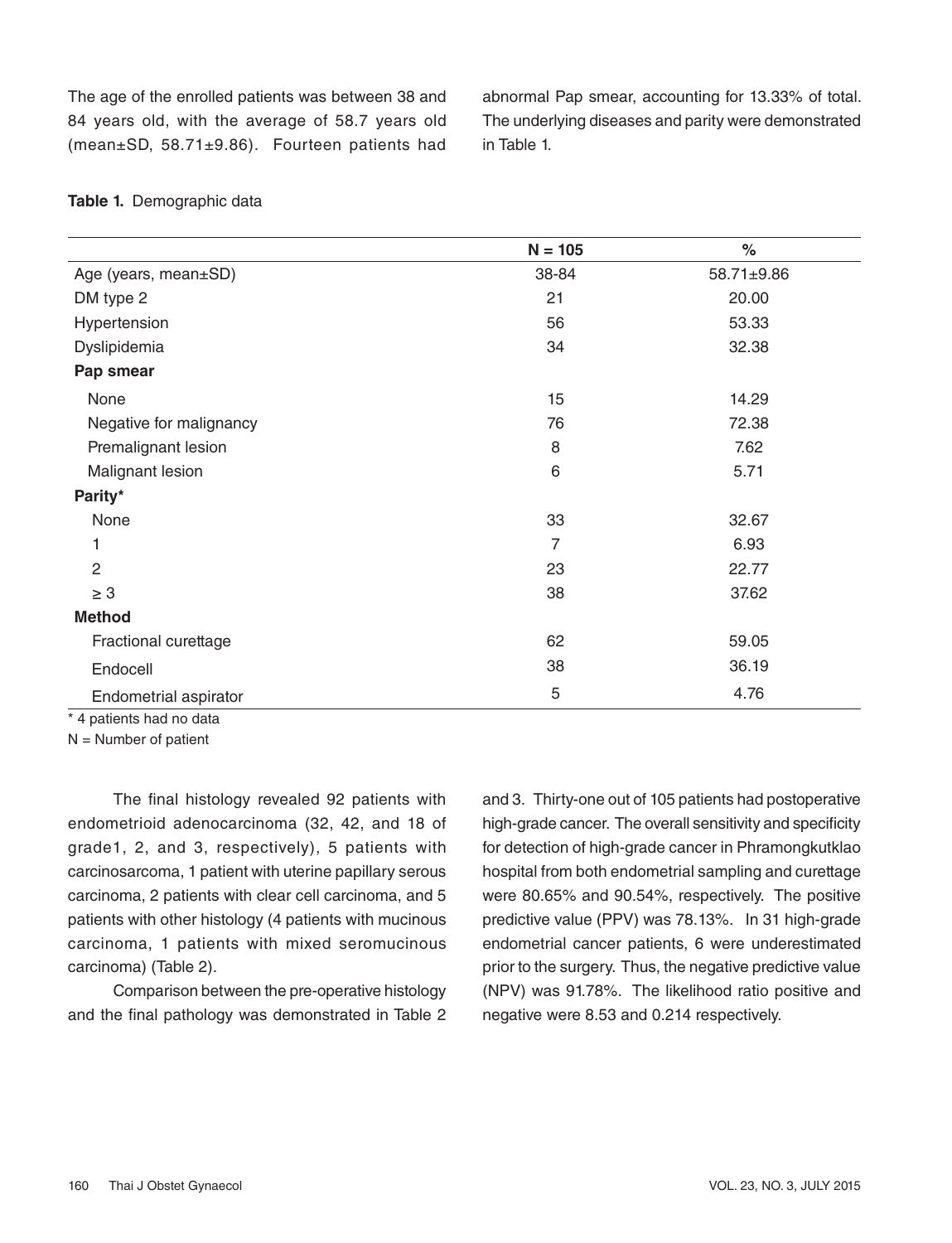The age of the enrolled patients was between 38 and 84 years old, with the average of 58.7 years old (mean±SD, 58.71±9.86). Fourteen patients had abnormal Pap smear, accounting for 13.33% of total. The underlying diseases and parity were demonstrated in Table 1.

**Table 1.** Demographic data

| | N = 105 | % |
|---|---|---|
| Age (years, mean±SD) | 38-84 | 58.71±9.86 |
| DM type 2 | 21 | 20.00 |
| Hypertension | 56 | 53.33 |
| Dyslipidemia | 34 | 32.38 |
| **Pap smear** | | |
| None | 15 | 14.29 |
| Negative for malignancy | 76 | 72.38 |
| Premalignant lesion | 8 | 7.62 |
| Malignant lesion | 6 | 5.71 |
| **Parity*** | | |
| None | 33 | 32.67 |
| 1 | 7 | 6.93 |
| 2 | 23 | 22.77 |
| ≥ 3 | 38 | 37.62 |
| **Method** | | |
| Fractional curettage | 62 | 59.05 |
| Endocell | 38 | 36.19 |
| Endometrial aspirator | 5 | 4.76 |

* 4 patients had no data

N = Number of patient

The final histology revealed 92 patients with endometrioid adenocarcinoma (32, 42, and 18 of grade1, 2, and 3, respectively), 5 patients with carcinosarcoma, 1 patient with uterine papillary serous carcinoma, 2 patients with clear cell carcinoma, and 5 patients with other histology (4 patients with mucinous carcinoma, 1 patients with mixed seromucinous carcinoma) (Table 2).

Comparison between the pre-operative histology and the final pathology was demonstrated in Table 2 and 3. Thirty-one out of 105 patients had postoperative high-grade cancer. The overall sensitivity and specificity for detection of high-grade cancer in Phramongkutklao hospital from both endometrial sampling and curettage were 80.65% and 90.54%, respectively. The positive predictive value (PPV) was 78.13%. In 31 high-grade endometrial cancer patients, 6 were underestimated prior to the surgery. Thus, the negative predictive value (NPV) was 91.78%. The likelihood ratio positive and negative were 8.53 and 0.214 respectively.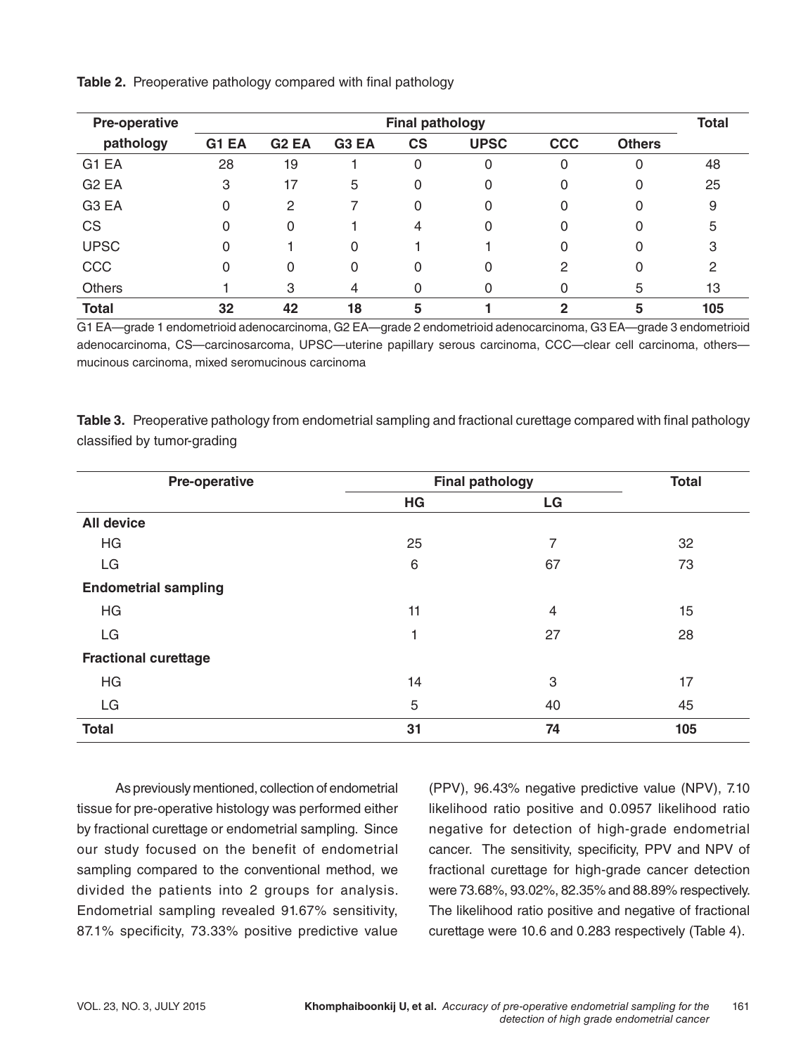**Table 2.** Preoperative pathology compared with final pathology

| Pre-operative pathology | Final pathology | | | | | | | Total |
|---|---|---|---|---|---|---|---|---|
| | G1 EA | G2 EA | G3 EA | CS | UPSC | CCC | Others | |
| G1 EA | 28 | 19 | 1 | 0 | 0 | 0 | 0 | 48 |
| G2 EA | 3 | 17 | 5 | 0 | 0 | 0 | 0 | 25 |
| G3 EA | 0 | 2 | 7 | 0 | 0 | 0 | 0 | 9 |
| CS | 0 | 0 | 1 | 4 | 0 | 0 | 0 | 5 |
| UPSC | 0 | 1 | 0 | 1 | 1 | 0 | 0 | 3 |
| CCC | 0 | 0 | 0 | 0 | 0 | 2 | 0 | 2 |
| Others | 1 | 3 | 4 | 0 | 0 | 0 | 5 | 13 |
| **Total** | **32** | **42** | **18** | **5** | **1** | **2** | **5** | **105** |

G1 EA—grade 1 endometrioid adenocarcinoma, G2 EA—grade 2 endometrioid adenocarcinoma, G3 EA—grade 3 endometrioid adenocarcinoma, CS—carcinosarcoma, UPSC—uterine papillary serous carcinoma, CCC—clear cell carcinoma, others—mucinous carcinoma, mixed seromucinous carcinoma

**Table 3.** Preoperative pathology from endometrial sampling and fractional curettage compared with final pathology classified by tumor-grading

| Pre-operative | Final pathology | | Total |
|---|---|---|---|
| | HG | LG | |
| **All device** | | | |
| HG | 25 | 7 | 32 |
| LG | 6 | 67 | 73 |
| **Endometrial sampling** | | | |
| HG | 11 | 4 | 15 |
| LG | 1 | 27 | 28 |
| **Fractional curettage** | | | |
| HG | 14 | 3 | 17 |
| LG | 5 | 40 | 45 |
| **Total** | **31** | **74** | **105** |

As previously mentioned, collection of endometrial tissue for pre-operative histology was performed either by fractional curettage or endometrial sampling. Since our study focused on the benefit of endometrial sampling compared to the conventional method, we divided the patients into 2 groups for analysis. Endometrial sampling revealed 91.67% sensitivity, 87.1% specificity, 73.33% positive predictive value (PPV), 96.43% negative predictive value (NPV), 7.10 likelihood ratio positive and 0.0957 likelihood ratio negative for detection of high-grade endometrial cancer. The sensitivity, specificity, PPV and NPV of fractional curettage for high-grade cancer detection were 73.68%, 93.02%, 82.35% and 88.89% respectively. The likelihood ratio positive and negative of fractional curettage were 10.6 and 0.283 respectively (Table 4).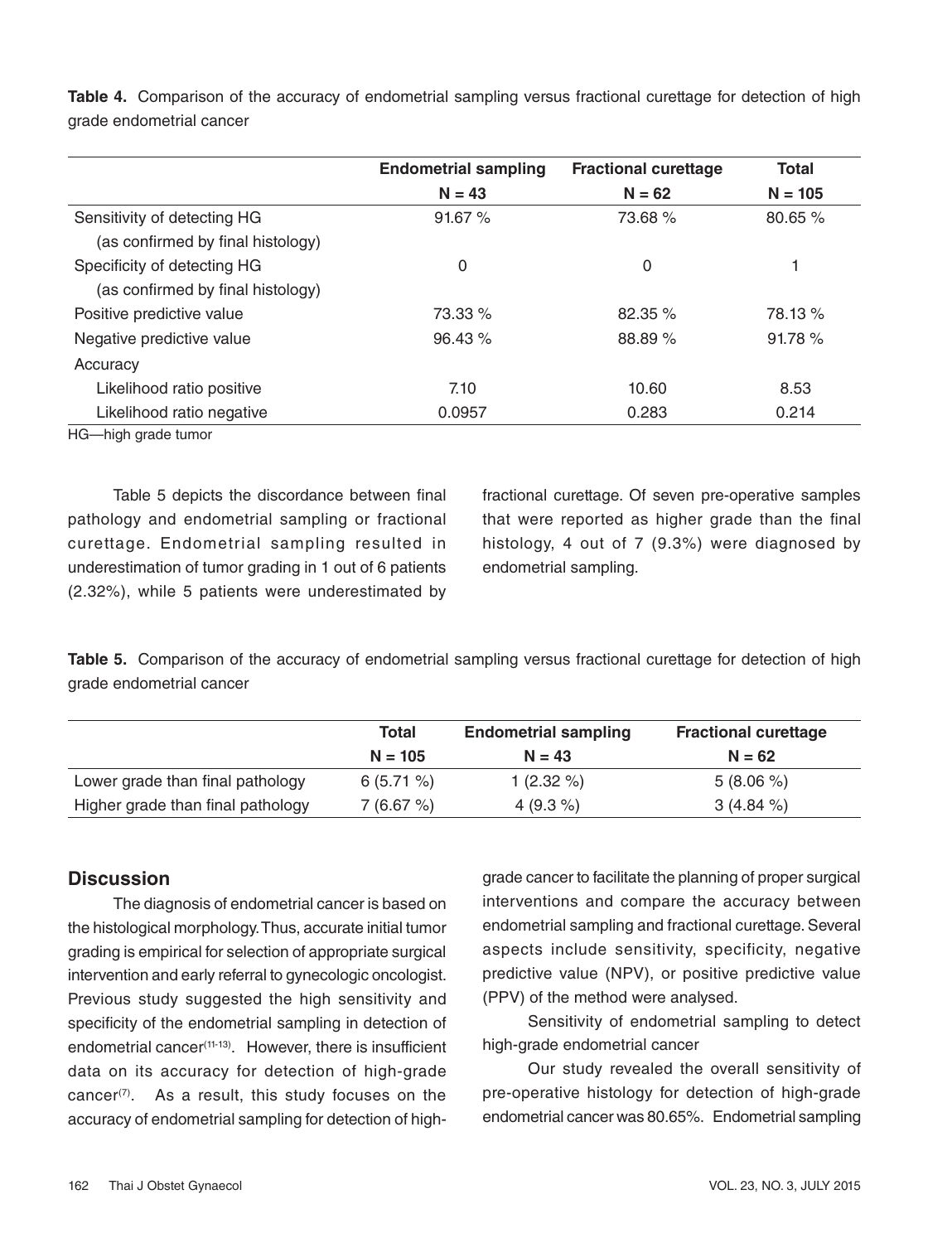**Table 4.** Comparison of the accuracy of endometrial sampling versus fractional curettage for detection of high grade endometrial cancer

| | Endometrial sampling N = 43 | Fractional curettage N = 62 | Total N = 105 |
|---|---|---|---|
| Sensitivity of detecting HG (as confirmed by final histology) | 91.67 % | 73.68 % | 80.65 % |
| Specificity of detecting HG (as confirmed by final histology) | 0 | 0 | 1 |
| Positive predictive value | 73.33 % | 82.35 % | 78.13 % |
| Negative predictive value | 96.43 % | 88.89 % | 91.78 % |
| Accuracy | | | |
| Likelihood ratio positive | 7.10 | 10.60 | 8.53 |
| Likelihood ratio negative | 0.0957 | 0.283 | 0.214 |

HG—high grade tumor

Table 5 depicts the discordance between final pathology and endometrial sampling or fractional curettage. Endometrial sampling resulted in underestimation of tumor grading in 1 out of 6 patients (2.32%), while 5 patients were underestimated by fractional curettage. Of seven pre-operative samples that were reported as higher grade than the final histology, 4 out of 7 (9.3%) were diagnosed by endometrial sampling.

**Table 5.** Comparison of the accuracy of endometrial sampling versus fractional curettage for detection of high grade endometrial cancer

| | Total N = 105 | Endometrial sampling N = 43 | Fractional curettage N = 62 |
|---|---|---|---|
| Lower grade than final pathology | 6 (5.71 %) | 1 (2.32 %) | 5 (8.06 %) |
| Higher grade than final pathology | 7 (6.67 %) | 4 (9.3 %) | 3 (4.84 %) |

## Discussion

The diagnosis of endometrial cancer is based on the histological morphology. Thus, accurate initial tumor grading is empirical for selection of appropriate surgical intervention and early referral to gynecologic oncologist. Previous study suggested the high sensitivity and specificity of the endometrial sampling in detection of endometrial cancer[11-13]. However, there is insufficient data on its accuracy for detection of high-grade cancer[7]. As a result, this study focuses on the accuracy of endometrial sampling for detection of high-grade cancer to facilitate the planning of proper surgical interventions and compare the accuracy between endometrial sampling and fractional curettage. Several aspects include sensitivity, specificity, negative predictive value (NPV), or positive predictive value (PPV) of the method were analysed.

Sensitivity of endometrial sampling to detect high-grade endometrial cancer

Our study revealed the overall sensitivity of pre-operative histology for detection of high-grade endometrial cancer was 80.65%. Endometrial sampling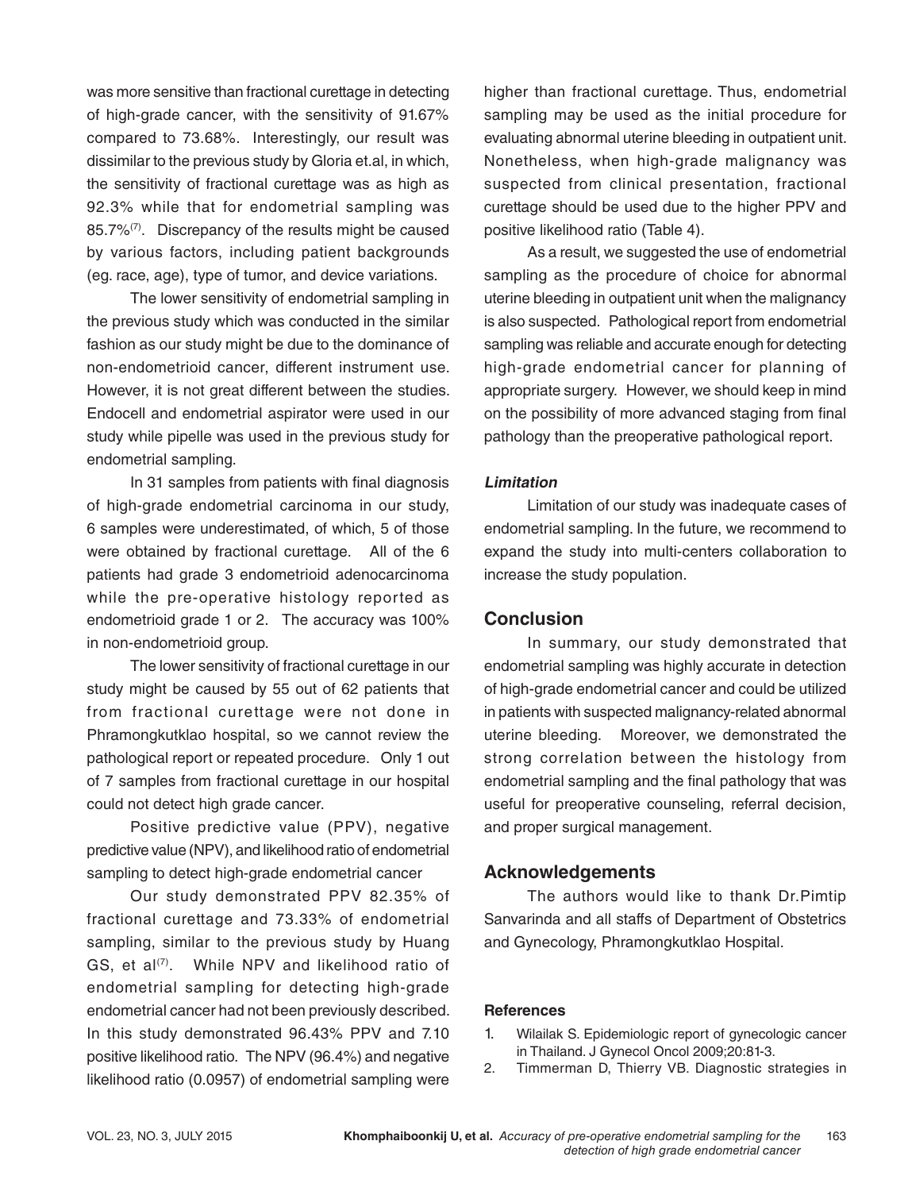was more sensitive than fractional curettage in detecting of high-grade cancer, with the sensitivity of 91.67% compared to 73.68%. Interestingly, our result was dissimilar to the previous study by Gloria et.al, in which, the sensitivity of fractional curettage was as high as 92.3% while that for endometrial sampling was 85.7%[7]. Discrepancy of the results might be caused by various factors, including patient backgrounds (eg. race, age), type of tumor, and device variations.

The lower sensitivity of endometrial sampling in the previous study which was conducted in the similar fashion as our study might be due to the dominance of non-endometrioid cancer, different instrument use. However, it is not great different between the studies. Endocell and endometrial aspirator were used in our study while pipelle was used in the previous study for endometrial sampling.

In 31 samples from patients with final diagnosis of high-grade endometrial carcinoma in our study, 6 samples were underestimated, of which, 5 of those were obtained by fractional curettage. All of the 6 patients had grade 3 endometrioid adenocarcinoma while the pre-operative histology reported as endometrioid grade 1 or 2. The accuracy was 100% in non-endometrioid group.

The lower sensitivity of fractional curettage in our study might be caused by 55 out of 62 patients that from fractional curettage were not done in Phramongkutklao hospital, so we cannot review the pathological report or repeated procedure. Only 1 out of 7 samples from fractional curettage in our hospital could not detect high grade cancer.

Positive predictive value (PPV), negative predictive value (NPV), and likelihood ratio of endometrial sampling to detect high-grade endometrial cancer

Our study demonstrated PPV 82.35% of fractional curettage and 73.33% of endometrial sampling, similar to the previous study by Huang GS, et al[7]. While NPV and likelihood ratio of endometrial sampling for detecting high-grade endometrial cancer had not been previously described. In this study demonstrated 96.43% PPV and 7.10 positive likelihood ratio. The NPV (96.4%) and negative likelihood ratio (0.0957) of endometrial sampling were higher than fractional curettage. Thus, endometrial sampling may be used as the initial procedure for evaluating abnormal uterine bleeding in outpatient unit. Nonetheless, when high-grade malignancy was suspected from clinical presentation, fractional curettage should be used due to the higher PPV and positive likelihood ratio (Table 4).

As a result, we suggested the use of endometrial sampling as the procedure of choice for abnormal uterine bleeding in outpatient unit when the malignancy is also suspected. Pathological report from endometrial sampling was reliable and accurate enough for detecting high-grade endometrial cancer for planning of appropriate surgery. However, we should keep in mind on the possibility of more advanced staging from final pathology than the preoperative pathological report.

### *Limitation*

Limitation of our study was inadequate cases of endometrial sampling. In the future, we recommend to expand the study into multi-centers collaboration to increase the study population.

## Conclusion

In summary, our study demonstrated that endometrial sampling was highly accurate in detection of high-grade endometrial cancer and could be utilized in patients with suspected malignancy-related abnormal uterine bleeding. Moreover, we demonstrated the strong correlation between the histology from endometrial sampling and the final pathology that was useful for preoperative counseling, referral decision, and proper surgical management.

## Acknowledgements

The authors would like to thank Dr.Pimtip Sanvarinda and all staffs of Department of Obstetrics and Gynecology, Phramongkutklao Hospital.

### References

1. Wilailak S. Epidemiologic report of gynecologic cancer in Thailand. J Gynecol Oncol 2009;20:81-3.
2. Timmerman D, Thierry VB. Diagnostic strategies in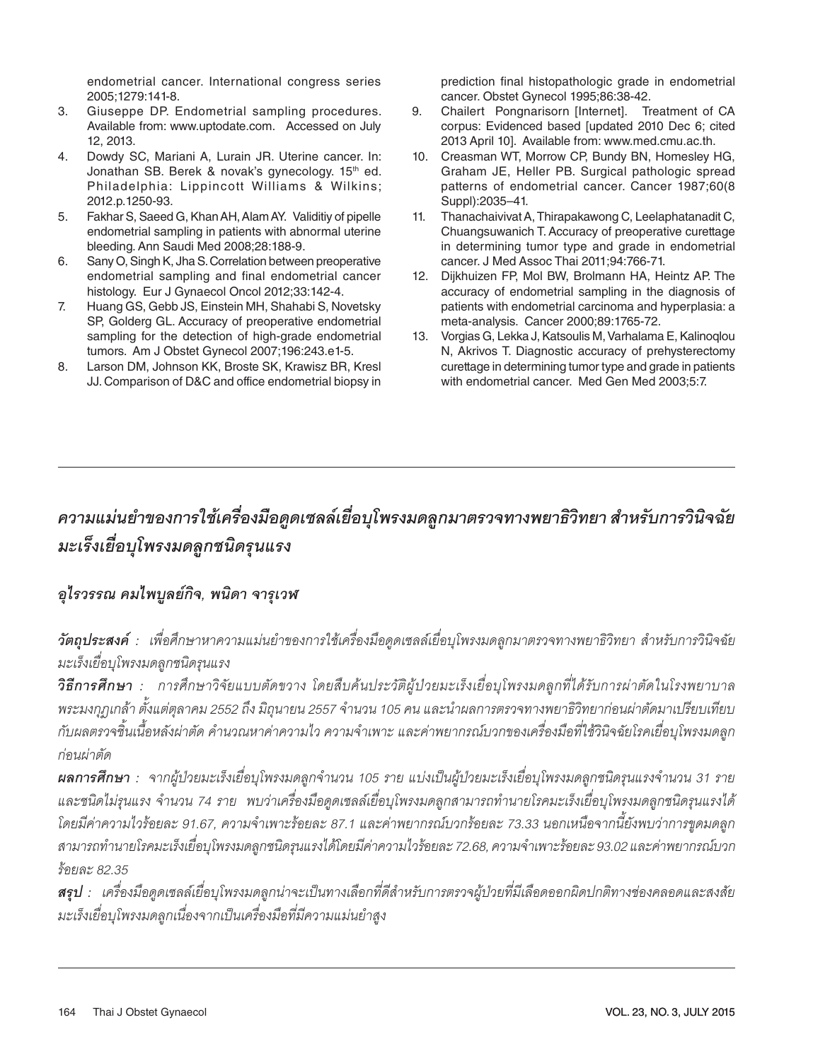endometrial cancer. International congress series 2005;1279:141-8.

3. Giuseppe DP. Endometrial sampling procedures. Available from: www.uptodate.com. Accessed on July 12, 2013.
4. Dowdy SC, Mariani A, Lurain JR. Uterine cancer. In: Jonathan SB. Berek & novak's gynecology. 15th ed. Philadelphia: Lippincott Williams & Wilkins; 2012.p.1250-93.
5. Fakhar S, Saeed G, Khan AH, Alam AY. Validitiy of pipelle endometrial sampling in patients with abnormal uterine bleeding. Ann Saudi Med 2008;28:188-9.
6. Sany O, Singh K, Jha S. Correlation between preoperative endometrial sampling and final endometrial cancer histology. Eur J Gynaecol Oncol 2012;33:142-4.
7. Huang GS, Gebb JS, Einstein MH, Shahabi S, Novetsky SP, Golderg GL. Accuracy of preoperative endometrial sampling for the detection of high-grade endometrial tumors. Am J Obstet Gynecol 2007;196:243.e1-5.
8. Larson DM, Johnson KK, Broste SK, Krawisz BR, Kresl JJ. Comparison of D&C and office endometrial biopsy in prediction final histopathologic grade in endometrial cancer. Obstet Gynecol 1995;86:38-42.
9. Chailert Pongnarisorn [Internet]. Treatment of CA corpus: Evidenced based [updated 2010 Dec 6; cited 2013 April 10]. Available from: www.med.cmu.ac.th.
10. Creasman WT, Morrow CP, Bundy BN, Homesley HG, Graham JE, Heller PB. Surgical pathologic spread patterns of endometrial cancer. Cancer 1987;60(8 Suppl):2035–41.
11. Thanachaivivat A, Thirapakawong C, Leelaphatanadit C, Chuangsuwanich T. Accuracy of preoperative curettage in determining tumor type and grade in endometrial cancer. J Med Assoc Thai 2011;94:766-71.
12. Dijkhuizen FP, Mol BW, Brolmann HA, Heintz AP. The accuracy of endometrial sampling in the diagnosis of patients with endometrial carcinoma and hyperplasia: a meta-analysis. Cancer 2000;89:1765-72.
13. Vorgias G, Lekka J, Katsoulis M, Varhalama E, Kalinoqlou N, Akrivos T. Diagnostic accuracy of prehysterectomy curettage in determining tumor type and grade in patients with endometrial cancer. Med Gen Med 2003;5:7.

---

## *ความแม่นยำของการใช้เครื่องมือดูดเซลล์เยื่อบุโพรงมดลูกมาตรวจทางพยาธิวิทยา สำหรับการวินิจฉัยมะเร็งเยื่อบุโพรงมดลูกชนิดรุนแรง*

***อุไรวรรณ คมไพบูลย์กิจ, พนิดา จารุเวฬ***

***วัตถุประสงค์*** *: เพื่อศึกษาหาความแม่นยำของการใช้เครื่องมือดูดเซลล์เยื่อบุโพรงมดลูกมาตรวจทางพยาธิวิทยา สำหรับการวินิจฉัยมะเร็งเยื่อบุโพรงมดลูกชนิดรุนแรง*

***วิธีการศึกษา*** *: การศึกษาวิจัยแบบตัดขวาง โดยสืบค้นประวัติผู้ป่วยมะเร็งเยื่อบุโพรงมดลูกที่ได้รับการผ่าตัดในโรงพยาบาลพระมงกุฎเกล้า ตั้งแต่ตุลาคม 2552 ถึง มิถุนายน 2557 จำนวน 105 คน และนำผลการตรวจทางพยาธิวิทยาก่อนผ่าตัดมาเปรียบเทียบกับผลตรวจชิ้นเนื้อหลังผ่าตัด คำนวณหาค่าความไว ความจำเพาะ และค่าพยากรณ์บวกของเครื่องมือที่ใช้วินิจฉัยโรคเยื่อบุโพรงมดลูกก่อนผ่าตัด*

***ผลการศึกษา*** *: จากผู้ป่วยมะเร็งเยื่อบุโพรงมดลูกจำนวน 105 ราย แบ่งเป็นผู้ป่วยมะเร็งเยื่อบุโพรงมดลูกชนิดรุนแรงจำนวน 31 ราย และชนิดไม่รุนแรง จำนวน 74 ราย พบว่าเครื่องมือดูดเซลล์เยื่อบุโพรงมดลูกสามารถทำนายโรคมะเร็งเยื่อบุโพรงมดลูกชนิดรุนแรงได้โดยมีค่าความไวร้อยละ 91.67, ความจำเพาะร้อยละ 87.1 และค่าพยากรณ์บวกร้อยละ 73.33 นอกเหนือจากนี้ยังพบว่าการขูดมดลูกสามารถทำนายโรคมะเร็งเยื่อบุโพรงมดลูกชนิดรุนแรงได้โดยมีค่าความไวร้อยละ 72.68, ความจำเพาะร้อยละ 93.02 และค่าพยากรณ์บวกร้อยละ 82.35*

***สรุป*** *: เครื่องมือดูดเซลล์เยื่อบุโพรงมดลูกน่าจะเป็นทางเลือกที่ดีสำหรับการตรวจผู้ป่วยที่มีเลือดออกผิดปกติทางช่องคลอดและสงสัยมะเร็งเยื่อบุโพรงมดลูกเนื่องจากเป็นเครื่องมือที่มีความแม่นยำสูง*